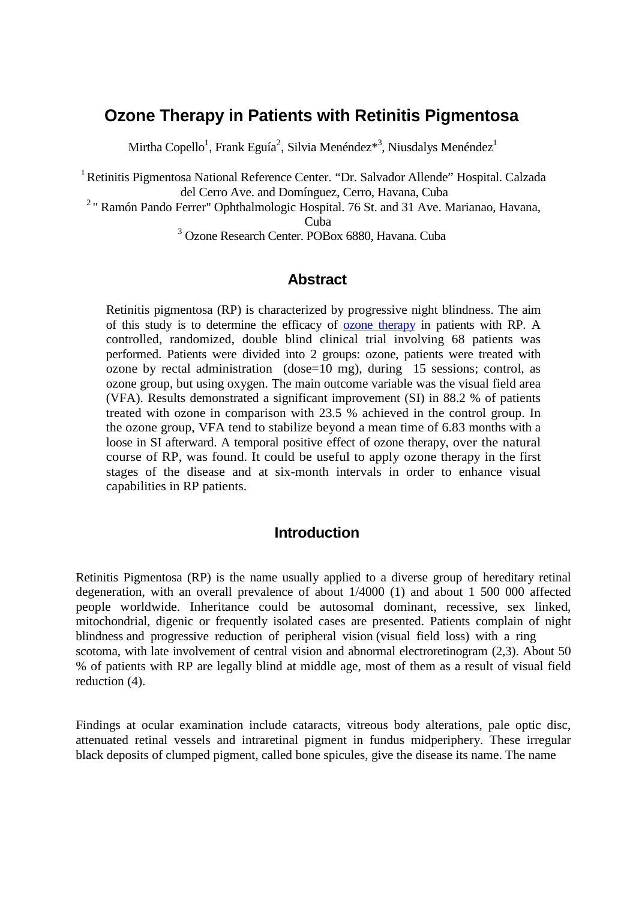# Ozone Therapy in Patients with Retinitis Pigmentosa

Mirtha Copello[1], Frank Eguía[2], Silvia Menéndez*[3], Niusdalys Menéndez[1]

[1] Retinitis Pigmentosa National Reference Center. “Dr. Salvador Allende” Hospital. Calzada del Cerro Ave. and Domínguez, Cerro, Havana, Cuba

[2] " Ramón Pando Ferrer" Ophthalmologic Hospital. 76 St. and 31 Ave. Marianao, Havana, Cuba

[3] Ozone Research Center. POBox 6880, Havana. Cuba

## Abstract

Retinitis pigmentosa (RP) is characterized by progressive night blindness. The aim of this study is to determine the efficacy of ozone therapy in patients with RP. A controlled, randomized, double blind clinical trial involving 68 patients was performed. Patients were divided into 2 groups: ozone, patients were treated with ozone by rectal administration (dose=10 mg), during 15 sessions; control, as ozone group, but using oxygen. The main outcome variable was the visual field area (VFA). Results demonstrated a significant improvement (SI) in 88.2 % of patients treated with ozone in comparison with 23.5 % achieved in the control group. In the ozone group, VFA tend to stabilize beyond a mean time of 6.83 months with a loose in SI afterward. A temporal positive effect of ozone therapy, over the natural course of RP, was found. It could be useful to apply ozone therapy in the first stages of the disease and at six-month intervals in order to enhance visual capabilities in RP patients.

## Introduction

Retinitis Pigmentosa (RP) is the name usually applied to a diverse group of hereditary retinal degeneration, with an overall prevalence of about 1/4000 (1) and about 1 500 000 affected people worldwide. Inheritance could be autosomal dominant, recessive, sex linked, mitochondrial, digenic or frequently isolated cases are presented. Patients complain of night blindness and progressive reduction of peripheral vision (visual field loss) with a ring scotoma, with late involvement of central vision and abnormal electroretinogram (2,3). About 50 % of patients with RP are legally blind at middle age, most of them as a result of visual field reduction (4).

Findings at ocular examination include cataracts, vitreous body alterations, pale optic disc, attenuated retinal vessels and intraretinal pigment in fundus midperiphery. These irregular black deposits of clumped pigment, called bone spicules, give the disease its name. The name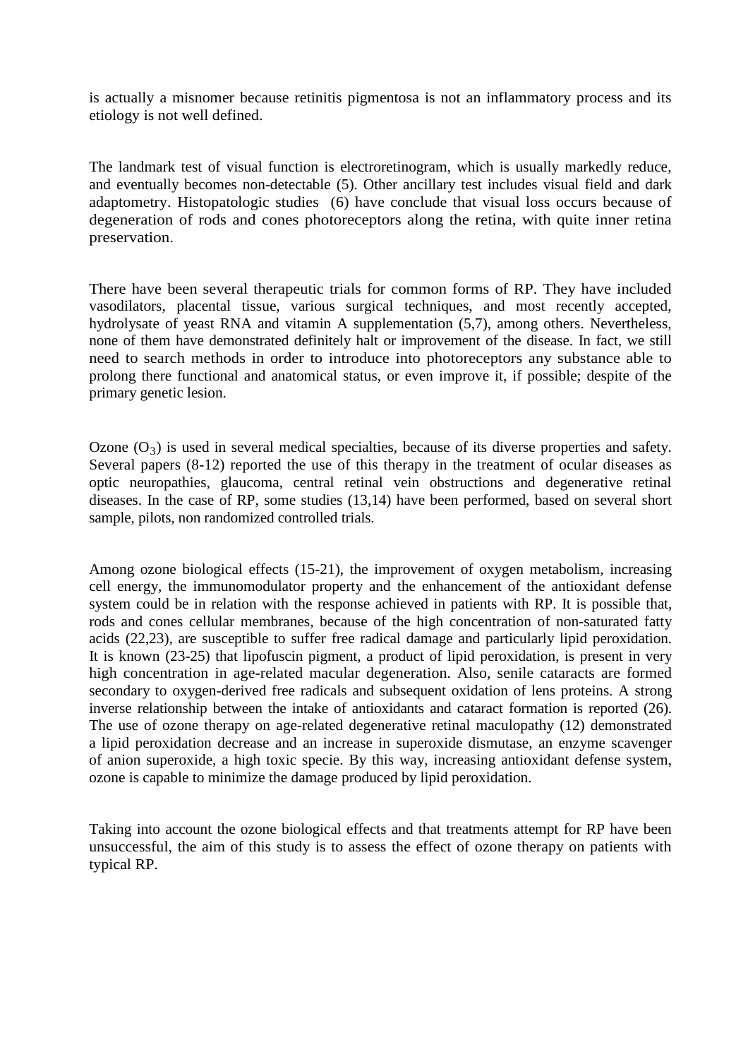is actually a misnomer because retinitis pigmentosa is not an inflammatory process and its etiology is not well defined.

The landmark test of visual function is electroretinogram, which is usually markedly reduce, and eventually becomes non-detectable (5). Other ancillary test includes visual field and dark adaptometry. Histopatologic studies (6) have conclude that visual loss occurs because of degeneration of rods and cones photoreceptors along the retina, with quite inner retina preservation.

There have been several therapeutic trials for common forms of RP. They have included vasodilators, placental tissue, various surgical techniques, and most recently accepted, hydrolysate of yeast RNA and vitamin A supplementation (5,7), among others. Nevertheless, none of them have demonstrated definitely halt or improvement of the disease. In fact, we still need to search methods in order to introduce into photoreceptors any substance able to prolong there functional and anatomical status, or even improve it, if possible; despite of the primary genetic lesion.

Ozone ($O_3$) is used in several medical specialties, because of its diverse properties and safety. Several papers (8-12) reported the use of this therapy in the treatment of ocular diseases as optic neuropathies, glaucoma, central retinal vein obstructions and degenerative retinal diseases. In the case of RP, some studies (13,14) have been performed, based on several short sample, pilots, non randomized controlled trials.

Among ozone biological effects (15-21), the improvement of oxygen metabolism, increasing cell energy, the immunomodulator property and the enhancement of the antioxidant defense system could be in relation with the response achieved in patients with RP. It is possible that, rods and cones cellular membranes, because of the high concentration of non-saturated fatty acids (22,23), are susceptible to suffer free radical damage and particularly lipid peroxidation. It is known (23-25) that lipofuscin pigment, a product of lipid peroxidation, is present in very high concentration in age-related macular degeneration. Also, senile cataracts are formed secondary to oxygen-derived free radicals and subsequent oxidation of lens proteins. A strong inverse relationship between the intake of antioxidants and cataract formation is reported (26). The use of ozone therapy on age-related degenerative retinal maculopathy (12) demonstrated a lipid peroxidation decrease and an increase in superoxide dismutase, an enzyme scavenger of anion superoxide, a high toxic specie. By this way, increasing antioxidant defense system, ozone is capable to minimize the damage produced by lipid peroxidation.

Taking into account the ozone biological effects and that treatments attempt for RP have been unsuccessful, the aim of this study is to assess the effect of ozone therapy on patients with typical RP.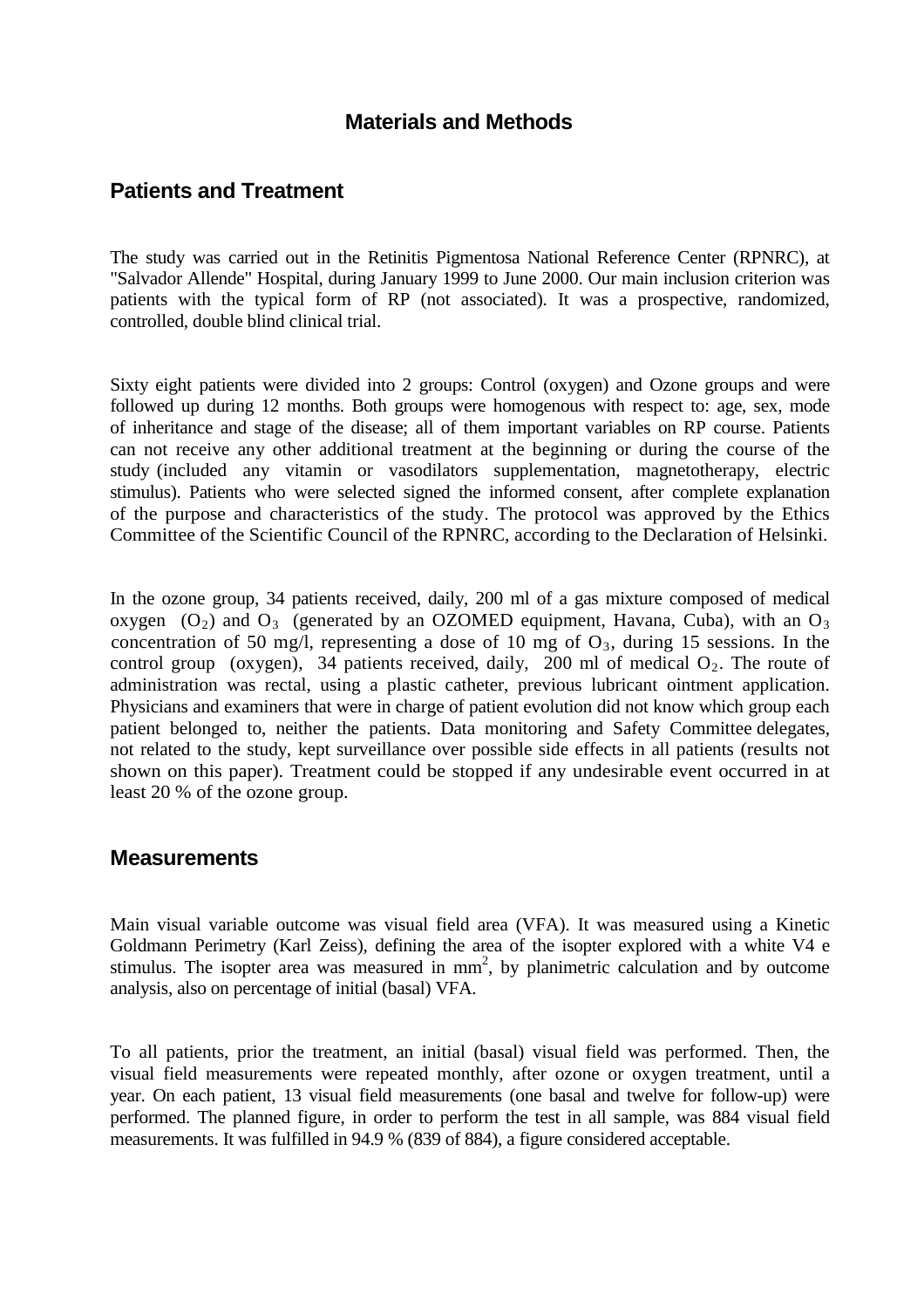# Materials and Methods

## Patients and Treatment

The study was carried out in the Retinitis Pigmentosa National Reference Center (RPNRC), at "Salvador Allende" Hospital, during January 1999 to June 2000. Our main inclusion criterion was patients with the typical form of RP (not associated). It was a prospective, randomized, controlled, double blind clinical trial.

Sixty eight patients were divided into 2 groups: Control (oxygen) and Ozone groups and were followed up during 12 months. Both groups were homogenous with respect to: age, sex, mode of inheritance and stage of the disease; all of them important variables on RP course. Patients can not receive any other additional treatment at the beginning or during the course of the study (included any vitamin or vasodilators supplementation, magnetotherapy, electric stimulus). Patients who were selected signed the informed consent, after complete explanation of the purpose and characteristics of the study. The protocol was approved by the Ethics Committee of the Scientific Council of the RPNRC, according to the Declaration of Helsinki.

In the ozone group, 34 patients received, daily, 200 ml of a gas mixture composed of medical oxygen ($O_2$) and $O_3$ (generated by an OZOMED equipment, Havana, Cuba), with an $O_3$ concentration of 50 mg/l, representing a dose of 10 mg of $O_3$, during 15 sessions. In the control group (oxygen), 34 patients received, daily, 200 ml of medical $O_2$. The route of administration was rectal, using a plastic catheter, previous lubricant ointment application. Physicians and examiners that were in charge of patient evolution did not know which group each patient belonged to, neither the patients. Data monitoring and Safety Committee delegates, not related to the study, kept surveillance over possible side effects in all patients (results not shown on this paper). Treatment could be stopped if any undesirable event occurred in at least 20 % of the ozone group.

## Measurements

Main visual variable outcome was visual field area (VFA). It was measured using a Kinetic Goldmann Perimetry (Karl Zeiss), defining the area of the isopter explored with a white V4 e stimulus. The isopter area was measured in $mm^2$, by planimetric calculation and by outcome analysis, also on percentage of initial (basal) VFA.

To all patients, prior the treatment, an initial (basal) visual field was performed. Then, the visual field measurements were repeated monthly, after ozone or oxygen treatment, until a year. On each patient, 13 visual field measurements (one basal and twelve for follow-up) were performed. The planned figure, in order to perform the test in all sample, was 884 visual field measurements. It was fulfilled in 94.9 % (839 of 884), a figure considered acceptable.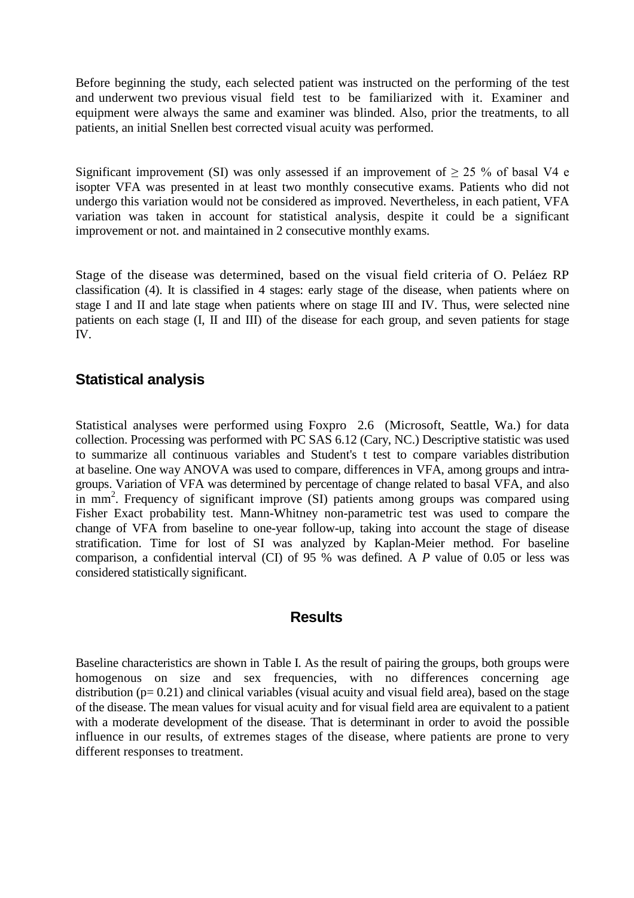Before beginning the study, each selected patient was instructed on the performing of the test and underwent two previous visual field test to be familiarized with it. Examiner and equipment were always the same and examiner was blinded. Also, prior the treatments, to all patients, an initial Snellen best corrected visual acuity was performed.

Significant improvement (SI) was only assessed if an improvement of ≥ 25 % of basal V4 e isopter VFA was presented in at least two monthly consecutive exams. Patients who did not undergo this variation would not be considered as improved. Nevertheless, in each patient, VFA variation was taken in account for statistical analysis, despite it could be a significant improvement or not. and maintained in 2 consecutive monthly exams.

Stage of the disease was determined, based on the visual field criteria of O. Peláez RP classification (4). It is classified in 4 stages: early stage of the disease, when patients where on stage I and II and late stage when patients where on stage III and IV. Thus, were selected nine patients on each stage (I, II and III) of the disease for each group, and seven patients for stage IV.

## Statistical analysis

Statistical analyses were performed using Foxpro 2.6 (Microsoft, Seattle, Wa.) for data collection. Processing was performed with PC SAS 6.12 (Cary, NC.) Descriptive statistic was used to summarize all continuous variables and Student's t test to compare variables distribution at baseline. One way ANOVA was used to compare, differences in VFA, among groups and intra-groups. Variation of VFA was determined by percentage of change related to basal VFA, and also in $mm^2$. Frequency of significant improve (SI) patients among groups was compared using Fisher Exact probability test. Mann-Whitney non-parametric test was used to compare the change of VFA from baseline to one-year follow-up, taking into account the stage of disease stratification. Time for lost of SI was analyzed by Kaplan-Meier method. For baseline comparison, a confidential interval (CI) of 95 % was defined. A *P* value of 0.05 or less was considered statistically significant.

## Results

Baseline characteristics are shown in Table I. As the result of pairing the groups, both groups were homogenous on size and sex frequencies, with no differences concerning age distribution ($p = 0.21$) and clinical variables (visual acuity and visual field area), based on the stage of the disease. The mean values for visual acuity and for visual field area are equivalent to a patient with a moderate development of the disease. That is determinant in order to avoid the possible influence in our results, of extremes stages of the disease, where patients are prone to very different responses to treatment.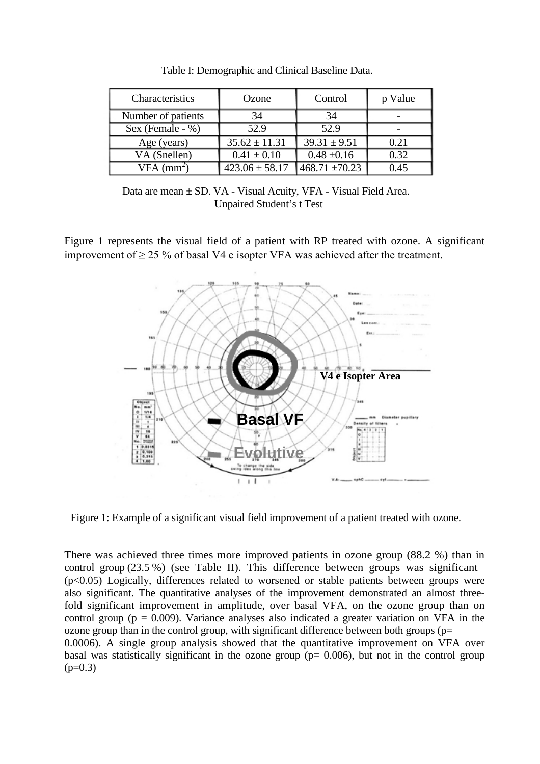Table I: Demographic and Clinical Baseline Data.

| Characteristics | Ozone | Control | p Value |
|---|---|---|---|
| Number of patients | 34 | 34 | - |
| Sex (Female - %) | 52.9 | 52.9 | - |
| Age (years) | 35.62 ± 11.31 | 39.31 ± 9.51 | 0.21 |
| VA (Snellen) | 0.41 ± 0.10 | 0.48 ±0.16 | 0.32 |
| VFA ($mm^2$) | 423.06 ± 58.17 | 468.71 ±70.23 | 0.45 |

Data are mean ± SD. VA - Visual Acuity, VFA - Visual Field Area.
Unpaired Student's t Test

Figure 1 represents the visual field of a patient with RP treated with ozone. A significant improvement of ≥ 25 % of basal V4 e isopter VFA was achieved after the treatment.

Figure 1: Example of a significant visual field improvement of a patient treated with ozone.

There was achieved three times more improved patients in ozone group (88.2 %) than in control group (23.5 %) (see Table II). This difference between groups was significant ($p<0.05$) Logically, differences related to worsened or stable patients between groups were also significant. The quantitative analyses of the improvement demonstrated an almost three-fold significant improvement in amplitude, over basal VFA, on the ozone group than on control group ($p = 0.009$). Variance analyses also indicated a greater variation on VFA in the ozone group than in the control group, with significant difference between both groups ($p= 0.0006$). A single group analysis showed that the quantitative improvement on VFA over basal was statistically significant in the ozone group ($p= 0.006$), but not in the control group ($p=0.3$)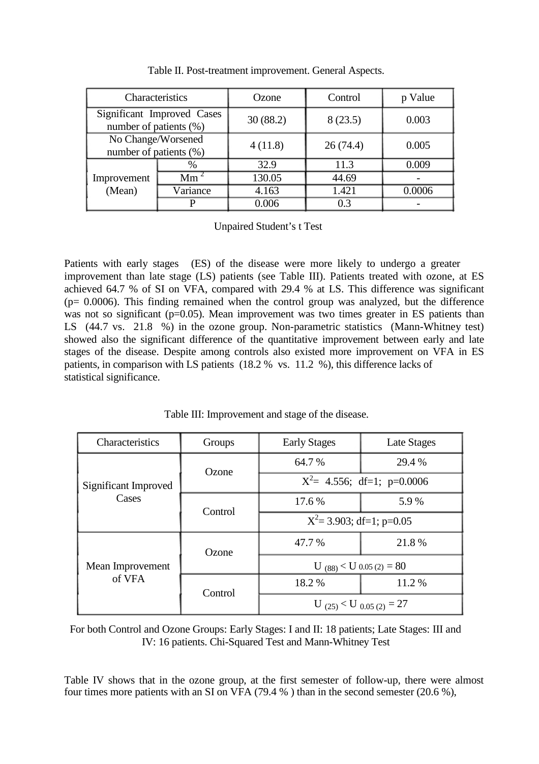Table II. Post-treatment improvement. General Aspects.

| Characteristics | | Ozone | Control | p Value |
|---|---|---|---|---|
| Significant Improved Cases number of patients (%) | | 30 (88.2) | 8 (23.5) | 0.003 |
| No Change/Worsened number of patients (%) | | 4 (11.8) | 26 (74.4) | 0.005 |
| Improvement (Mean) | % | 32.9 | 11.3 | 0.009 |
| | $Mm^2$ | 130.05 | 44.69 | - |
| | Variance | 4.163 | 1.421 | 0.0006 |
| | P | 0.006 | 0.3 | - |

Unpaired Student's t Test

Patients with early stages (ES) of the disease were more likely to undergo a greater improvement than late stage (LS) patients (see Table III). Patients treated with ozone, at ES achieved 64.7 % of SI on VFA, compared with 29.4 % at LS. This difference was significant (p= 0.0006). This finding remained when the control group was analyzed, but the difference was not so significant (p=0.05). Mean improvement was two times greater in ES patients than LS (44.7 vs. 21.8 %) in the ozone group. Non-parametric statistics (Mann-Whitney test) showed also the significant difference of the quantitative improvement between early and late stages of the disease. Despite among controls also existed more improvement on VFA in ES patients, in comparison with LS patients (18.2 % vs. 11.2 %), this difference lacks of statistical significance.

Table III: Improvement and stage of the disease.

| Characteristics | Groups | Early Stages | Late Stages |
|---|---|---|---|
| Significant Improved Cases | Ozone | 64.7 % | 29.4 % |
| | | $X^2$= 4.556; df=1; p=0.0006 | |
| | Control | 17.6 % | 5.9 % |
| | | $X^2$= 3.903; df=1; p=0.05 | |
| Mean Improvement of VFA | Ozone | 47.7 % | 21.8 % |
| | | $U_{(88)} < U_{0.05\,(2)} = 80$ | |
| | Control | 18.2 % | 11.2 % |
| | | $U_{(25)} < U_{0.05\,(2)} = 27$ | |

For both Control and Ozone Groups: Early Stages: I and II: 18 patients; Late Stages: III and IV: 16 patients. Chi-Squared Test and Mann-Whitney Test

Table IV shows that in the ozone group, at the first semester of follow-up, there were almost four times more patients with an SI on VFA (79.4 % ) than in the second semester (20.6 %),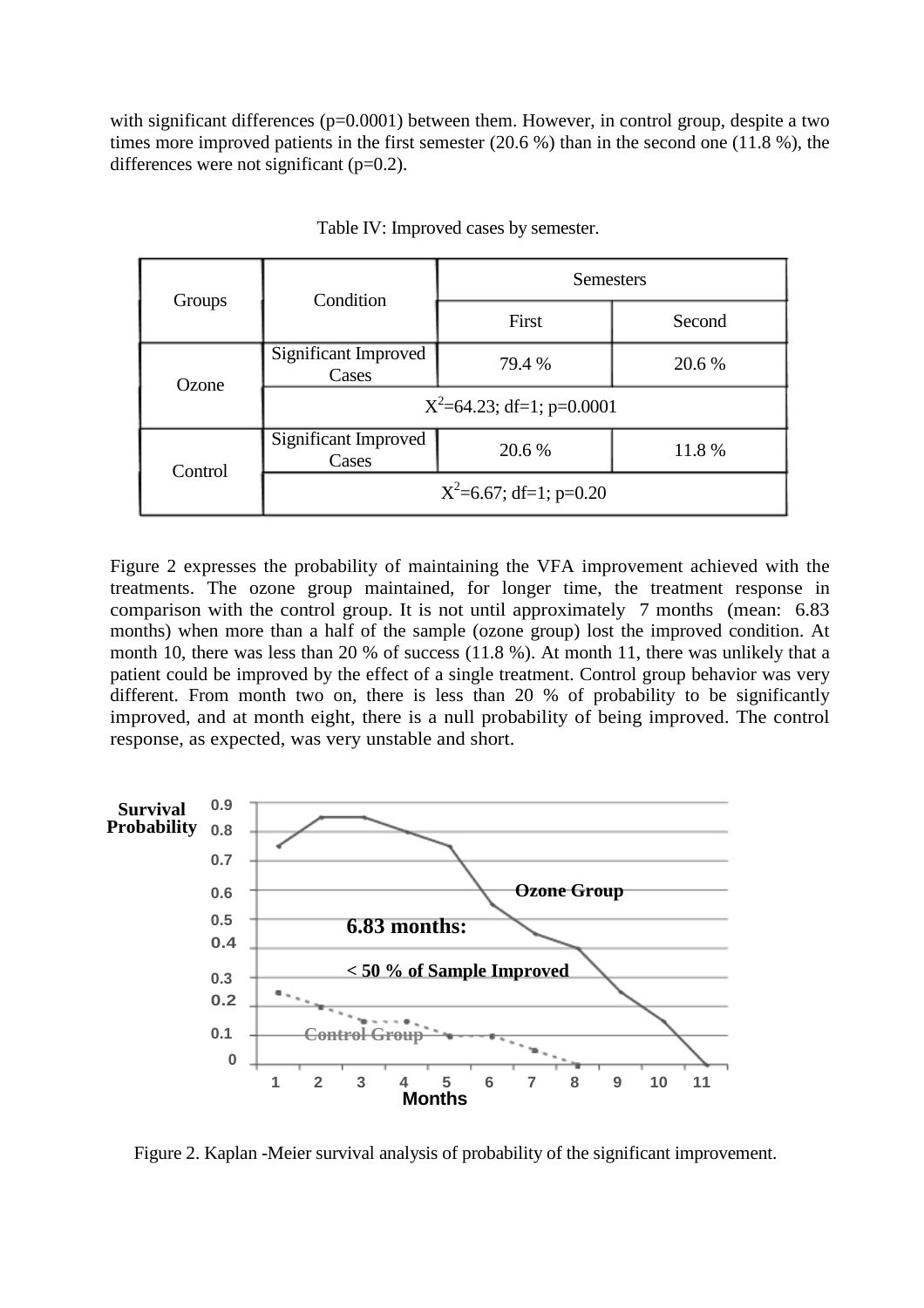with significant differences (p=0.0001) between them. However, in control group, despite a two times more improved patients in the first semester (20.6 %) than in the second one (11.8 %), the differences were not significant (p=0.2).

Table IV: Improved cases by semester.

| Groups | Condition | Semesters | |
|---|---|---|---|
| | | First | Second |
| Ozone | Significant Improved Cases | 79.4 % | 20.6 % |
| | $X^2$=64.23; df=1; p=0.0001 | | |
| Control | Significant Improved Cases | 20.6 % | 11.8 % |
| | $X^2$=6.67; df=1; p=0.20 | | |

Figure 2 expresses the probability of maintaining the VFA improvement achieved with the treatments. The ozone group maintained, for longer time, the treatment response in comparison with the control group. It is not until approximately 7 months (mean: 6.83 months) when more than a half of the sample (ozone group) lost the improved condition. At month 10, there was less than 20 % of success (11.8 %). At month 11, there was unlikely that a patient could be improved by the effect of a single treatment. Control group behavior was very different. From month two on, there is less than 20 % of probability to be significantly improved, and at month eight, there is a null probability of being improved. The control response, as expected, was very unstable and short.

Figure 2. Kaplan -Meier survival analysis of probability of the significant improvement.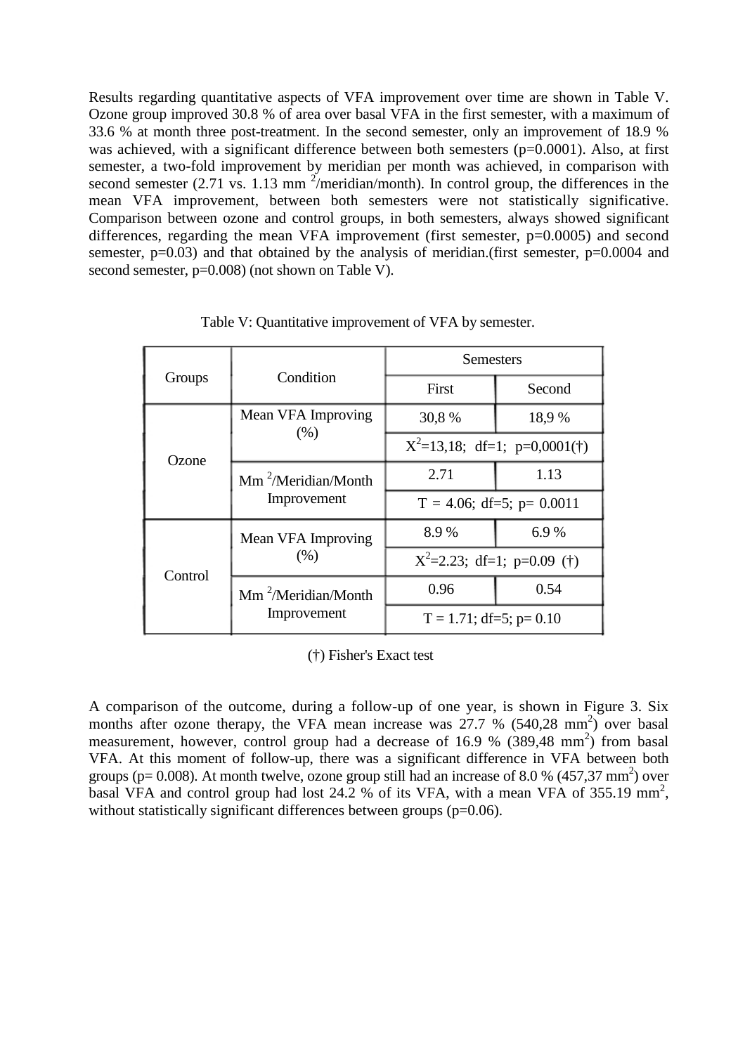Results regarding quantitative aspects of VFA improvement over time are shown in Table V. Ozone group improved 30.8 % of area over basal VFA in the first semester, with a maximum of 33.6 % at month three post-treatment. In the second semester, only an improvement of 18.9 % was achieved, with a significant difference between both semesters (p=0.0001). Also, at first semester, a two-fold improvement by meridian per month was achieved, in comparison with second semester (2.71 vs. 1.13 mm $^2$/meridian/month). In control group, the differences in the mean VFA improvement, between both semesters were not statistically significative. Comparison between ozone and control groups, in both semesters, always showed significant differences, regarding the mean VFA improvement (first semester, p=0.0005) and second semester, p=0.03) and that obtained by the analysis of meridian.(first semester, p=0.0004 and second semester, p=0.008) (not shown on Table V).

Table V: Quantitative improvement of VFA by semester.

| Groups | Condition | Semesters | |
|---|---|---|---|
| | | First | Second |
| Ozone | Mean VFA Improving (%) | 30,8 % | 18,9 % |
| | | $X^2$=13,18; df=1; p=0,0001(†) | |
| | Mm $^2$/Meridian/Month Improvement | 2.71 | 1.13 |
| | | T = 4.06; df=5; p= 0.0011 | |
| Control | Mean VFA Improving (%) | 8.9 % | 6.9 % |
| | | $X^2$=2.23; df=1; p=0.09 (†) | |
| | Mm $^2$/Meridian/Month Improvement | 0.96 | 0.54 |
| | | T = 1.71; df=5; p= 0.10 | |

(†) Fisher's Exact test

A comparison of the outcome, during a follow-up of one year, is shown in Figure 3. Six months after ozone therapy, the VFA mean increase was 27.7 % (540,28 mm$^2$) over basal measurement, however, control group had a decrease of 16.9 % (389,48 mm$^2$) from basal VFA. At this moment of follow-up, there was a significant difference in VFA between both groups (p= 0.008). At month twelve, ozone group still had an increase of 8.0 % (457,37 mm$^2$) over basal VFA and control group had lost 24.2 % of its VFA, with a mean VFA of 355.19 mm$^2$, without statistically significant differences between groups (p=0.06).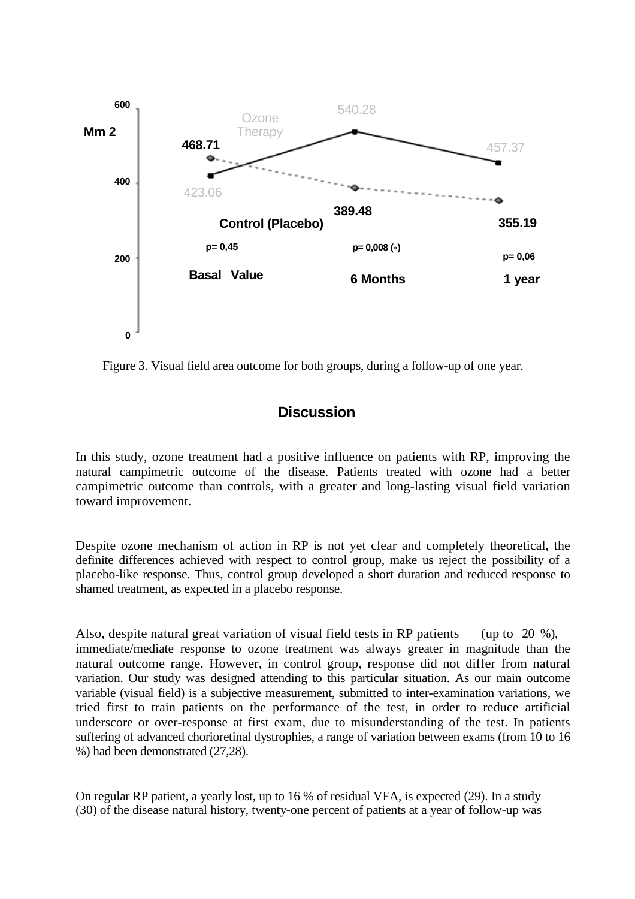Figure 3. Visual field area outcome for both groups, during a follow-up of one year.

## Discussion

In this study, ozone treatment had a positive influence on patients with RP, improving the natural campimetric outcome of the disease. Patients treated with ozone had a better campimetric outcome than controls, with a greater and long-lasting visual field variation toward improvement.

Despite ozone mechanism of action in RP is not yet clear and completely theoretical, the definite differences achieved with respect to control group, make us reject the possibility of a placebo-like response. Thus, control group developed a short duration and reduced response to shamed treatment, as expected in a placebo response.

Also, despite natural great variation of visual field tests in RP patients (up to 20 %), immediate/mediate response to ozone treatment was always greater in magnitude than the natural outcome range. However, in control group, response did not differ from natural variation. Our study was designed attending to this particular situation. As our main outcome variable (visual field) is a subjective measurement, submitted to inter-examination variations, we tried first to train patients on the performance of the test, in order to reduce artificial underscore or over-response at first exam, due to misunderstanding of the test. In patients suffering of advanced chorioretinal dystrophies, a range of variation between exams (from 10 to 16 %) had been demonstrated (27,28).

On regular RP patient, a yearly lost, up to 16 % of residual VFA, is expected (29). In a study (30) of the disease natural history, twenty-one percent of patients at a year of follow-up was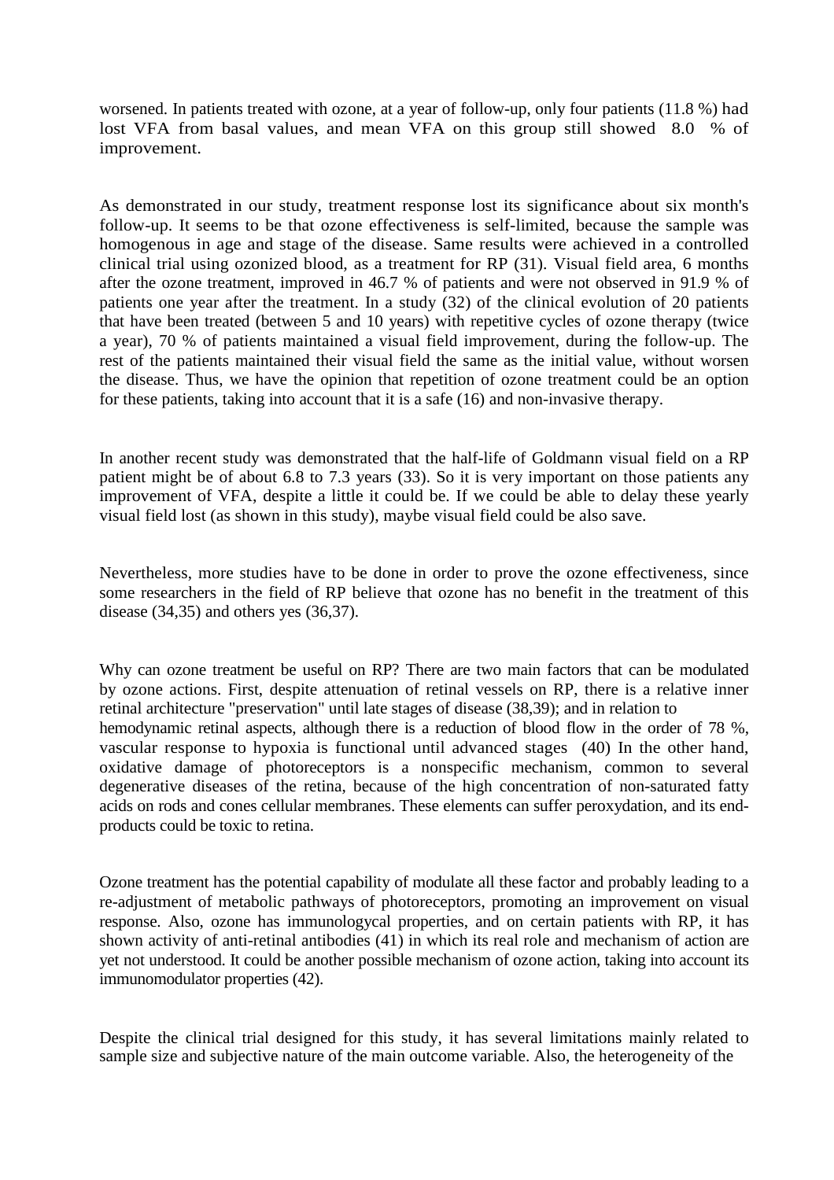worsened. In patients treated with ozone, at a year of follow-up, only four patients (11.8 %) had lost VFA from basal values, and mean VFA on this group still showed 8.0 % of improvement.

As demonstrated in our study, treatment response lost its significance about six month's follow-up. It seems to be that ozone effectiveness is self-limited, because the sample was homogenous in age and stage of the disease. Same results were achieved in a controlled clinical trial using ozonized blood, as a treatment for RP (31). Visual field area, 6 months after the ozone treatment, improved in 46.7 % of patients and were not observed in 91.9 % of patients one year after the treatment. In a study (32) of the clinical evolution of 20 patients that have been treated (between 5 and 10 years) with repetitive cycles of ozone therapy (twice a year), 70 % of patients maintained a visual field improvement, during the follow-up. The rest of the patients maintained their visual field the same as the initial value, without worsen the disease. Thus, we have the opinion that repetition of ozone treatment could be an option for these patients, taking into account that it is a safe (16) and non-invasive therapy.

In another recent study was demonstrated that the half-life of Goldmann visual field on a RP patient might be of about 6.8 to 7.3 years (33). So it is very important on those patients any improvement of VFA, despite a little it could be. If we could be able to delay these yearly visual field lost (as shown in this study), maybe visual field could be also save.

Nevertheless, more studies have to be done in order to prove the ozone effectiveness, since some researchers in the field of RP believe that ozone has no benefit in the treatment of this disease (34,35) and others yes (36,37).

Why can ozone treatment be useful on RP? There are two main factors that can be modulated by ozone actions. First, despite attenuation of retinal vessels on RP, there is a relative inner retinal architecture "preservation" until late stages of disease (38,39); and in relation to hemodynamic retinal aspects, although there is a reduction of blood flow in the order of 78 %, vascular response to hypoxia is functional until advanced stages (40) In the other hand, oxidative damage of photoreceptors is a nonspecific mechanism, common to several degenerative diseases of the retina, because of the high concentration of non-saturated fatty acids on rods and cones cellular membranes. These elements can suffer peroxydation, and its end-products could be toxic to retina.

Ozone treatment has the potential capability of modulate all these factor and probably leading to a re-adjustment of metabolic pathways of photoreceptors, promoting an improvement on visual response. Also, ozone has immunologycal properties, and on certain patients with RP, it has shown activity of anti-retinal antibodies (41) in which its real role and mechanism of action are yet not understood. It could be another possible mechanism of ozone action, taking into account its immunomodulator properties (42).

Despite the clinical trial designed for this study, it has several limitations mainly related to sample size and subjective nature of the main outcome variable. Also, the heterogeneity of the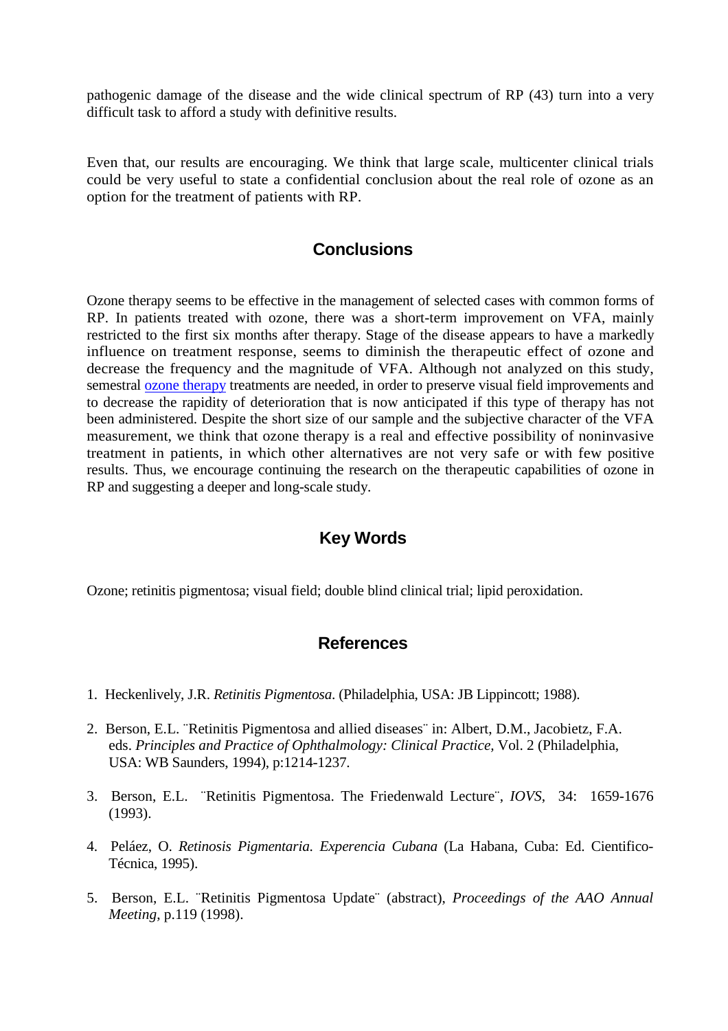pathogenic damage of the disease and the wide clinical spectrum of RP (43) turn into a very difficult task to afford a study with definitive results.

Even that, our results are encouraging. We think that large scale, multicenter clinical trials could be very useful to state a confidential conclusion about the real role of ozone as an option for the treatment of patients with RP.

## Conclusions

Ozone therapy seems to be effective in the management of selected cases with common forms of RP. In patients treated with ozone, there was a short-term improvement on VFA, mainly restricted to the first six months after therapy. Stage of the disease appears to have a markedly influence on treatment response, seems to diminish the therapeutic effect of ozone and decrease the frequency and the magnitude of VFA. Although not analyzed on this study, semestral ozone therapy treatments are needed, in order to preserve visual field improvements and to decrease the rapidity of deterioration that is now anticipated if this type of therapy has not been administered. Despite the short size of our sample and the subjective character of the VFA measurement, we think that ozone therapy is a real and effective possibility of noninvasive treatment in patients, in which other alternatives are not very safe or with few positive results. Thus, we encourage continuing the research on the therapeutic capabilities of ozone in RP and suggesting a deeper and long-scale study.

## Key Words

Ozone; retinitis pigmentosa; visual field; double blind clinical trial; lipid peroxidation.

## References

1. Heckenlively, J.R. *Retinitis Pigmentosa*. (Philadelphia, USA: JB Lippincott; 1988).

2. Berson, E.L. ¨Retinitis Pigmentosa and allied diseases¨ in: Albert, D.M., Jacobietz, F.A. eds. *Principles and Practice of Ophthalmology: Clinical Practice*, Vol. 2 (Philadelphia, USA: WB Saunders, 1994), p:1214-1237.

3. Berson, E.L. ¨Retinitis Pigmentosa. The Friedenwald Lecture¨, *IOVS*, 34: 1659-1676 (1993).

4. Peláez, O. *Retinosis Pigmentaria. Experencia Cubana* (La Habana, Cuba: Ed. Cientifico-Técnica, 1995).

5. Berson, E.L. ¨Retinitis Pigmentosa Update¨ (abstract), *Proceedings of the AAO Annual Meeting*, p.119 (1998).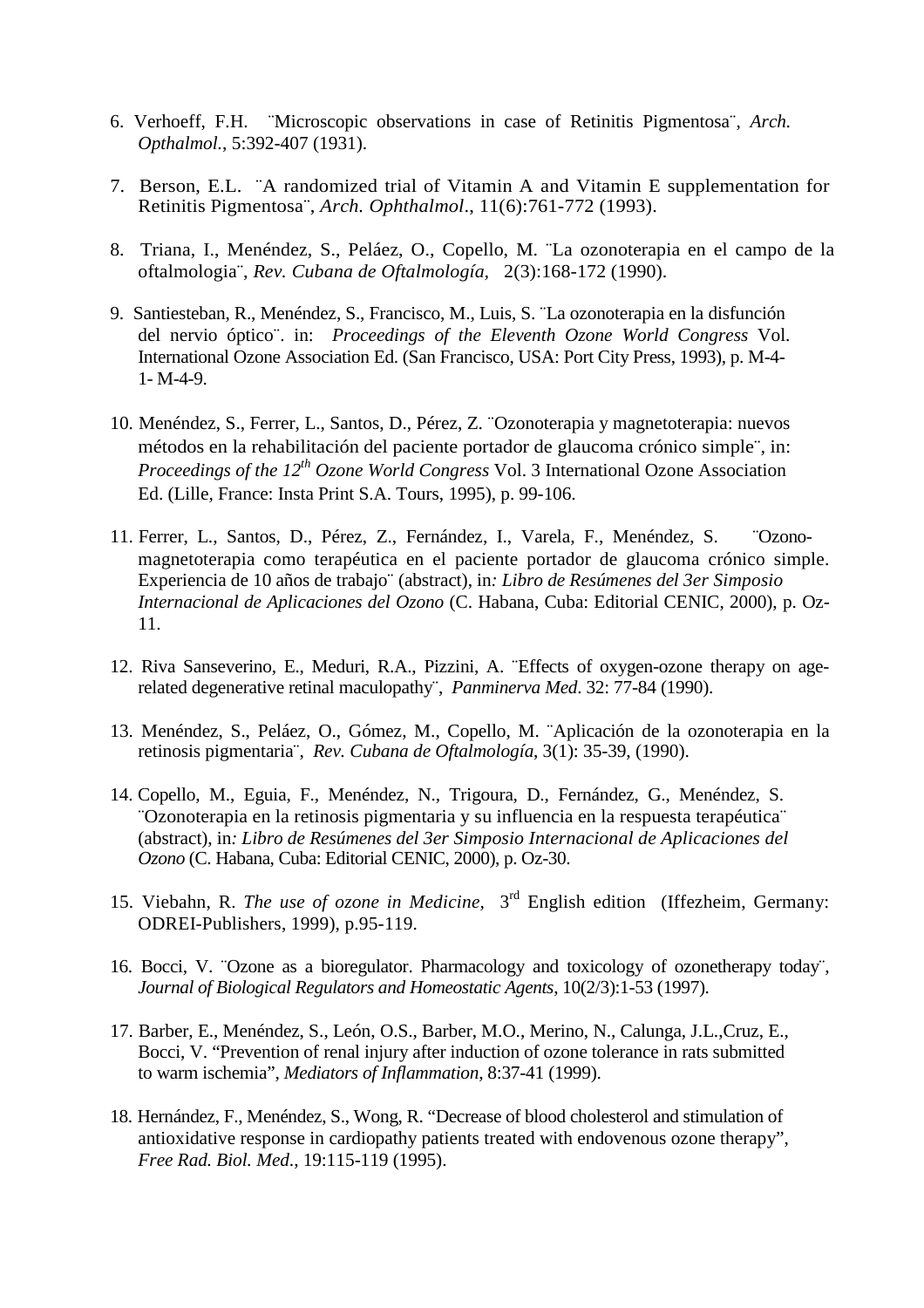6. Verhoeff, F.H. ¨Microscopic observations in case of Retinitis Pigmentosa¨, *Arch. Opthalmol.*, 5:392-407 (1931).

7. Berson, E.L. ¨A randomized trial of Vitamin A and Vitamin E supplementation for Retinitis Pigmentosa¨, *Arch. Ophthalmol*., 11(6):761-772 (1993).

8. Triana, I., Menéndez, S., Peláez, O., Copello, M. ¨La ozonoterapia en el campo de la oftalmologia¨, *Rev. Cubana de Oftalmología,* 2(3):168-172 (1990).

9. Santiesteban, R., Menéndez, S., Francisco, M., Luis, S. ¨La ozonoterapia en la disfunción del nervio óptico¨. in: *Proceedings of the Eleventh Ozone World Congress* Vol. International Ozone Association Ed. (San Francisco, USA: Port City Press, 1993), p. M-4-1- M-4-9.

10. Menéndez, S., Ferrer, L., Santos, D., Pérez, Z. ¨Ozonoterapia y magnetoterapia: nuevos métodos en la rehabilitación del paciente portador de glaucoma crónico simple¨, in: *Proceedings of the 12th Ozone World Congress* Vol. 3 International Ozone Association Ed. (Lille, France: Insta Print S.A. Tours, 1995), p. 99-106.

11. Ferrer, L., Santos, D., Pérez, Z., Fernández, I., Varela, F., Menéndez, S. ¨Ozono-magnetoterapia como terapéutica en el paciente portador de glaucoma crónico simple. Experiencia de 10 años de trabajo¨ (abstract), in*: Libro de Resúmenes del 3er Simposio Internacional de Aplicaciones del Ozono* (C. Habana, Cuba: Editorial CENIC, 2000), p. Oz-11.

12. Riva Sanseverino, E., Meduri, R.A., Pizzini, A. ¨Effects of oxygen-ozone therapy on age-related degenerative retinal maculopathy¨, *Panminerva Med*. 32: 77-84 (1990).

13. Menéndez, S., Peláez, O., Gómez, M., Copello, M. ¨Aplicación de la ozonoterapia en la retinosis pigmentaria¨, *Rev. Cubana de Oftalmología*, 3(1): 35-39, (1990).

14. Copello, M., Eguia, F., Menéndez, N., Trigoura, D., Fernández, G., Menéndez, S. ¨Ozonoterapia en la retinosis pigmentaria y su influencia en la respuesta terapéutica¨ (abstract), in*: Libro de Resúmenes del 3er Simposio Internacional de Aplicaciones del Ozono* (C. Habana, Cuba: Editorial CENIC, 2000), p. Oz-30.

15. Viebahn, R. *The use of ozone in Medicine,* 3rd English edition (Iffezheim, Germany: ODREI-Publishers, 1999), p.95-119.

16. Bocci, V. ¨Ozone as a bioregulator. Pharmacology and toxicology of ozonetherapy today¨, *Journal of Biological Regulators and Homeostatic Agents*, 10(2/3):1-53 (1997).

17. Barber, E., Menéndez, S., León, O.S., Barber, M.O., Merino, N., Calunga, J.L.,Cruz, E., Bocci, V. "Prevention of renal injury after induction of ozone tolerance in rats submitted to warm ischemia", *Mediators of Inflammation*, 8:37-41 (1999).

18. Hernández, F., Menéndez, S., Wong, R. "Decrease of blood cholesterol and stimulation of antioxidative response in cardiopathy patients treated with endovenous ozone therapy", *Free Rad. Biol. Med*., 19:115-119 (1995).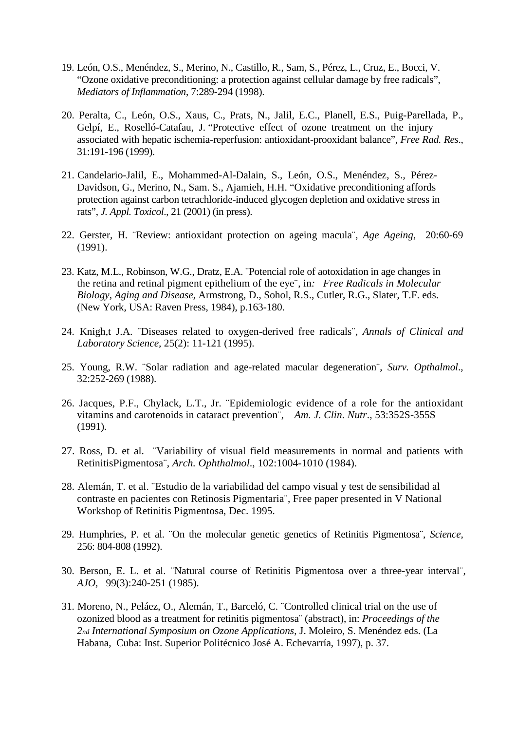19. León, O.S., Menéndez, S., Merino, N., Castillo, R., Sam, S., Pérez, L., Cruz, E., Bocci, V. "Ozone oxidative preconditioning: a protection against cellular damage by free radicals", *Mediators of Inflammation*, 7:289-294 (1998).

20. Peralta, C., León, O.S., Xaus, C., Prats, N., Jalil, E.C., Planell, E.S., Puig-Parellada, P., Gelpí, E., Roselló-Catafau, J. "Protective effect of ozone treatment on the injury associated with hepatic ischemia-reperfusion: antioxidant-prooxidant balance", *Free Rad. Res*., 31:191-196 (1999).

21. Candelario-Jalil, E., Mohammed-Al-Dalain, S., León, O.S., Menéndez, S., Pérez-Davidson, G., Merino, N., Sam. S., Ajamieh, H.H. "Oxidative preconditioning affords protection against carbon tetrachloride-induced glycogen depletion and oxidative stress in rats", *J. Appl. Toxicol*., 21 (2001) (in press).

22. Gerster, H. ¨Review: antioxidant protection on ageing macula¨, *Age Ageing*, 20:60-69 (1991).

23. Katz, M.L., Robinson, W.G., Dratz, E.A. ¨Potencial role of aotoxidation in age changes in the retina and retinal pigment epithelium of the eye¨, in*: Free Radicals in Molecular Biology, Aging and Disease,* Armstrong, D., Sohol, R.S., Cutler, R.G., Slater, T.F. eds. (New York, USA: Raven Press, 1984), p.163-180.

24. Knigh,t J.A. ¨Diseases related to oxygen-derived free radicals¨, *Annals of Clinical and Laboratory Science*, 25(2): 11-121 (1995).

25. Young, R.W. ¨Solar radiation and age-related macular degeneration¨, *Surv. Opthalmol*., 32:252-269 (1988).

26. Jacques, P.F., Chylack, L.T., Jr. ¨Epidemiologic evidence of a role for the antioxidant vitamins and carotenoids in cataract prevention¨, *Am. J. Clin. Nutr*., 53:352S-355S (1991).

27. Ross, D. et al. ¨Variability of visual field measurements in normal and patients with RetinitisPigmentosa¨, *Arch. Ophthalmol*., 102:1004-1010 (1984).

28. Alemán, T. et al. ¨Estudio de la variabilidad del campo visual y test de sensibilidad al contraste en pacientes con Retinosis Pigmentaria¨, Free paper presented in V National Workshop of Retinitis Pigmentosa, Dec. 1995.

29. Humphries, P. et al. ¨On the molecular genetic genetics of Retinitis Pigmentosa¨, *Science,* 256: 804-808 (1992).

30. Berson, E. L. et al. ¨Natural course of Retinitis Pigmentosa over a three-year interval¨, *AJO,* 99(3):240-251 (1985).

31. Moreno, N., Peláez, O., Alemán, T., Barceló, C. ¨Controlled clinical trial on the use of ozonized blood as a treatment for retinitis pigmentosa¨ (abstract), in: *Proceedings of the 2nd International Symposium on Ozone Applications*, J. Moleiro, S. Menéndez eds. (La Habana, Cuba: Inst. Superior Politécnico José A. Echevarría, 1997), p. 37.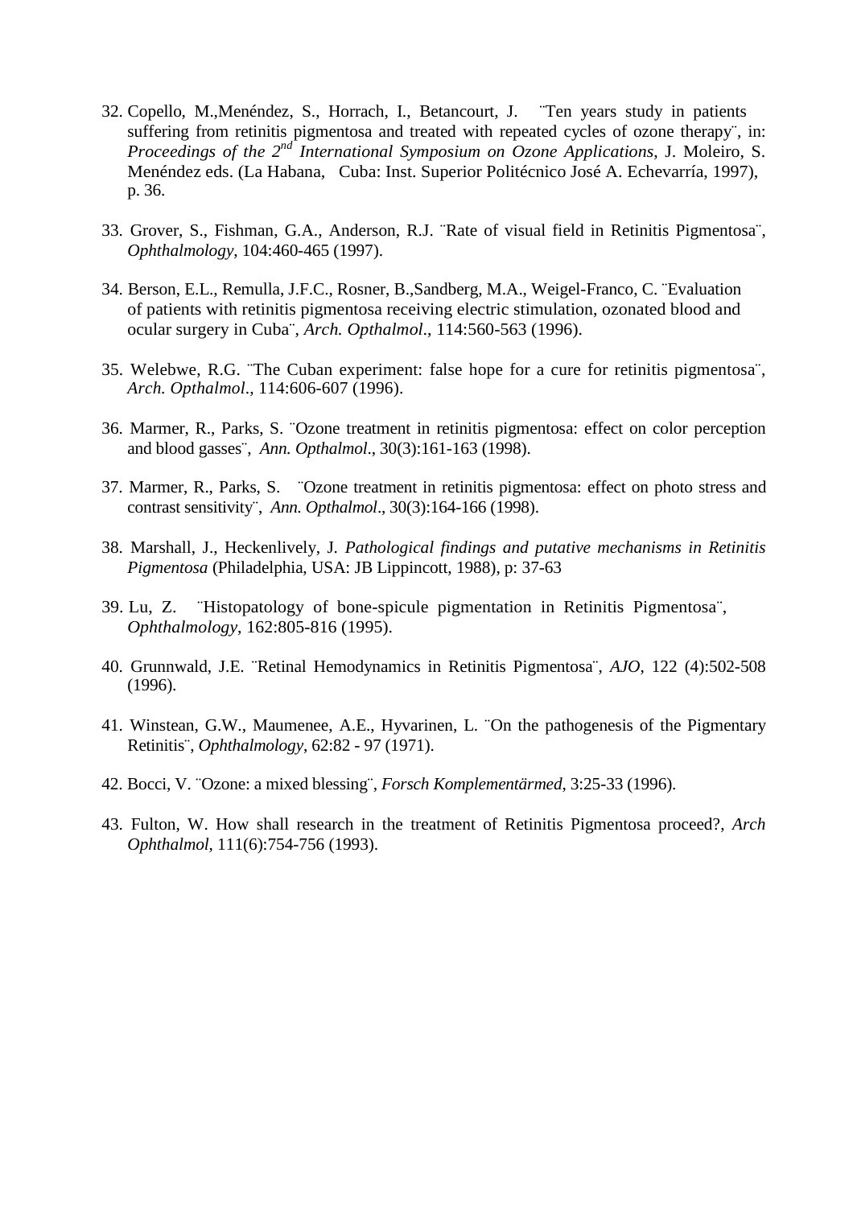32. Copello, M.,Menéndez, S., Horrach, I., Betancourt, J. ¨Ten years study in patients suffering from retinitis pigmentosa and treated with repeated cycles of ozone therapy¨, in: *Proceedings of the 2nd International Symposium on Ozone Applications*, J. Moleiro, S. Menéndez eds. (La Habana, Cuba: Inst. Superior Politécnico José A. Echevarría, 1997), p. 36.

33. Grover, S., Fishman, G.A., Anderson, R.J. ¨Rate of visual field in Retinitis Pigmentosa¨, *Ophthalmology*, 104:460-465 (1997).

34. Berson, E.L., Remulla, J.F.C., Rosner, B.,Sandberg, M.A., Weigel-Franco, C. ¨Evaluation of patients with retinitis pigmentosa receiving electric stimulation, ozonated blood and ocular surgery in Cuba¨, *Arch. Opthalmol*., 114:560-563 (1996).

35. Welebwe, R.G. ¨The Cuban experiment: false hope for a cure for retinitis pigmentosa¨, *Arch. Opthalmol*., 114:606-607 (1996).

36. Marmer, R., Parks, S. ¨Ozone treatment in retinitis pigmentosa: effect on color perception and blood gasses¨, *Ann. Opthalmol*., 30(3):161-163 (1998).

37. Marmer, R., Parks, S. ¨Ozone treatment in retinitis pigmentosa: effect on photo stress and contrast sensitivity¨, *Ann. Opthalmol*., 30(3):164-166 (1998).

38. Marshall, J., Heckenlively, J. *Pathological findings and putative mechanisms in Retinitis Pigmentosa* (Philadelphia, USA: JB Lippincott, 1988), p: 37-63

39. Lu, Z. ¨Histopatology of bone-spicule pigmentation in Retinitis Pigmentosa¨, *Ophthalmology*, 162:805-816 (1995).

40. Grunnwald, J.E. ¨Retinal Hemodynamics in Retinitis Pigmentosa¨, *AJO*, 122 (4):502-508 (1996).

41. Winstean, G.W., Maumenee, A.E., Hyvarinen, L. ¨On the pathogenesis of the Pigmentary Retinitis¨, *Ophthalmology*, 62:82 - 97 (1971).

42. Bocci, V. ¨Ozone: a mixed blessing¨, *Forsch Komplementärmed*, 3:25-33 (1996).

43. Fulton, W. How shall research in the treatment of Retinitis Pigmentosa proceed?, *Arch Ophthalmol*, 111(6):754-756 (1993).